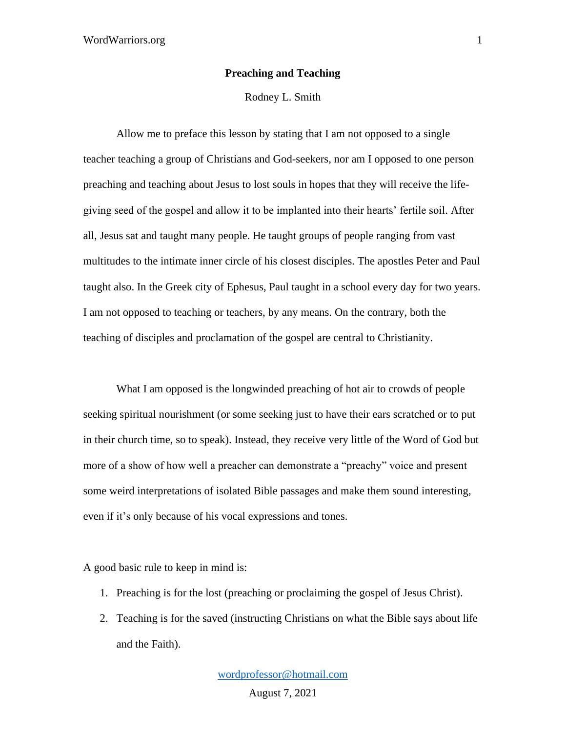# Preaching and Teaching

Rodney L. Smith

Allow me to preface this lesson by stating that I am not opposed to a single teacher teaching a group of Christians and God-seekers, nor am I opposed to one person preaching and teaching about Jesus to lost souls in hopes that they will receive the life-giving seed of the gospel and allow it to be implanted into their hearts' fertile soil. After all, Jesus sat and taught many people. He taught groups of people ranging from vast multitudes to the intimate inner circle of his closest disciples. The apostles Peter and Paul taught also. In the Greek city of Ephesus, Paul taught in a school every day for two years. I am not opposed to teaching or teachers, by any means. On the contrary, both the teaching of disciples and proclamation of the gospel are central to Christianity.

What I am opposed is the longwinded preaching of hot air to crowds of people seeking spiritual nourishment (or some seeking just to have their ears scratched or to put in their church time, so to speak). Instead, they receive very little of the Word of God but more of a show of how well a preacher can demonstrate a "preachy" voice and present some weird interpretations of isolated Bible passages and make them sound interesting, even if it's only because of his vocal expressions and tones.

A good basic rule to keep in mind is:

1. Preaching is for the lost (preaching or proclaiming the gospel of Jesus Christ).
2. Teaching is for the saved (instructing Christians on what the Bible says about life and the Faith).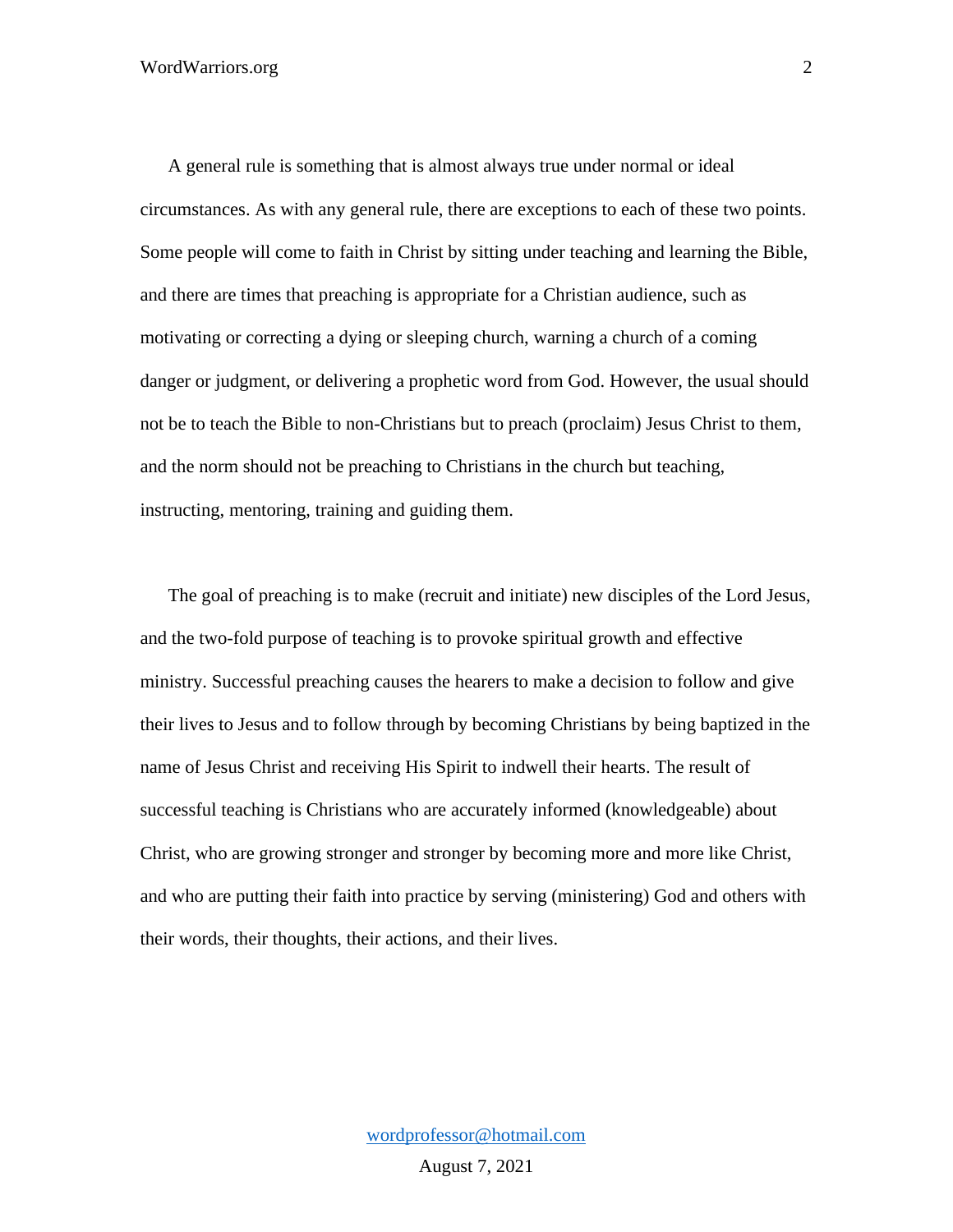A general rule is something that is almost always true under normal or ideal circumstances. As with any general rule, there are exceptions to each of these two points. Some people will come to faith in Christ by sitting under teaching and learning the Bible, and there are times that preaching is appropriate for a Christian audience, such as motivating or correcting a dying or sleeping church, warning a church of a coming danger or judgment, or delivering a prophetic word from God. However, the usual should not be to teach the Bible to non-Christians but to preach (proclaim) Jesus Christ to them, and the norm should not be preaching to Christians in the church but teaching, instructing, mentoring, training and guiding them.

The goal of preaching is to make (recruit and initiate) new disciples of the Lord Jesus, and the two-fold purpose of teaching is to provoke spiritual growth and effective ministry. Successful preaching causes the hearers to make a decision to follow and give their lives to Jesus and to follow through by becoming Christians by being baptized in the name of Jesus Christ and receiving His Spirit to indwell their hearts. The result of successful teaching is Christians who are accurately informed (knowledgeable) about Christ, who are growing stronger and stronger by becoming more and more like Christ, and who are putting their faith into practice by serving (ministering) God and others with their words, their thoughts, their actions, and their lives.